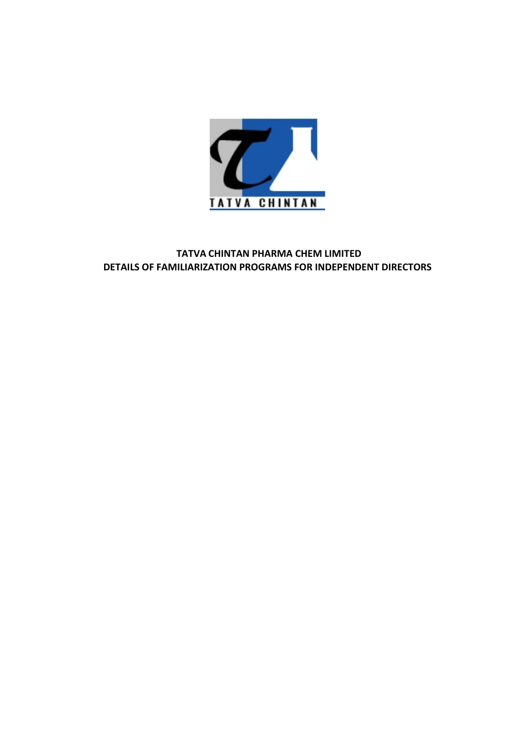# TATVA CHINTAN PHARMA CHEM LIMITED
## DETAILS OF FAMILIARIZATION PROGRAMS FOR INDEPENDENT DIRECTORS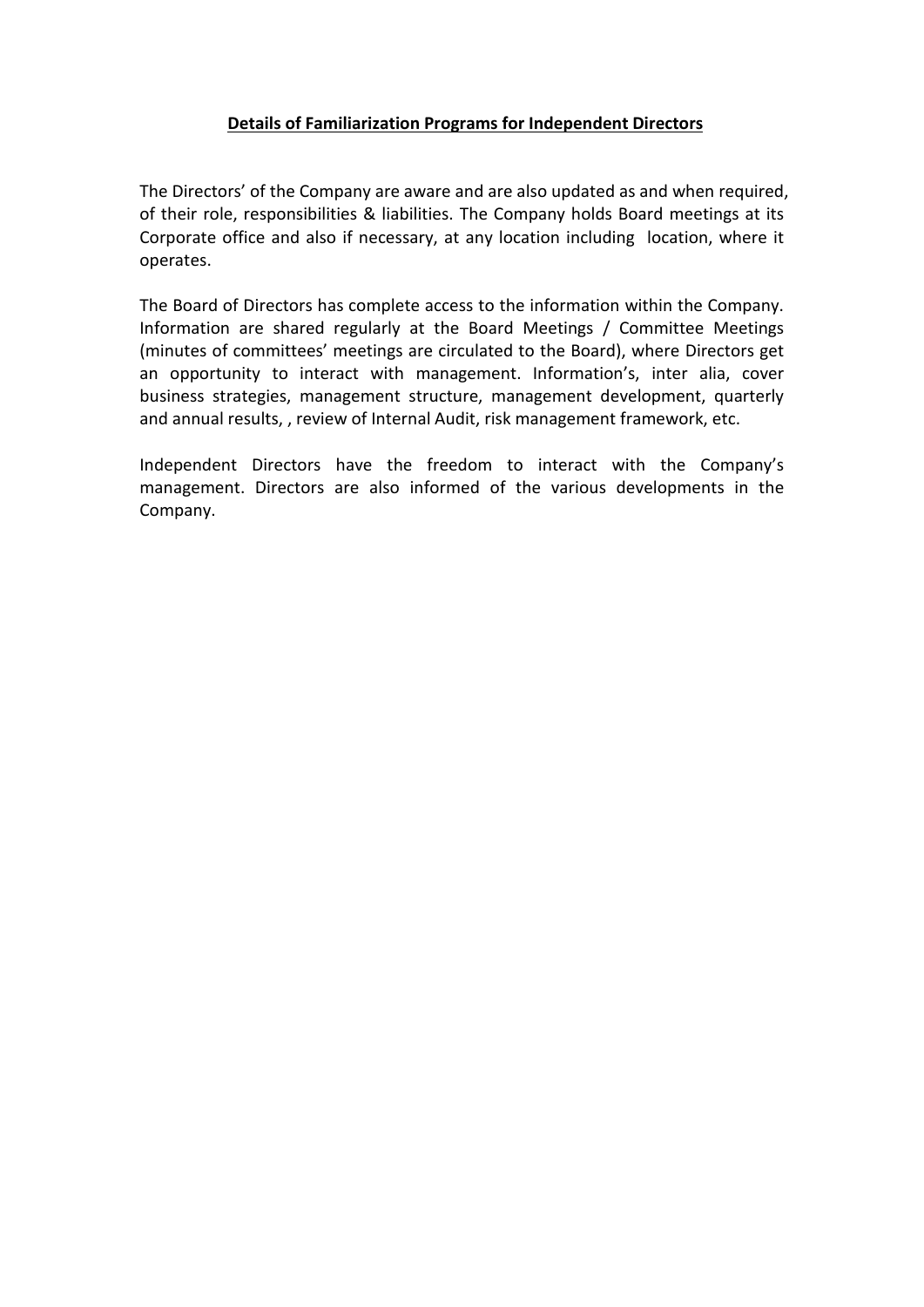## **Details of Familiarization Programs for Independent Directors**

The Directors' of the Company are aware and are also updated as and when required, of their role, responsibilities & liabilities. The Company holds Board meetings at its Corporate office and also if necessary, at any location including location, where it operates.

The Board of Directors has complete access to the information within the Company. Information are shared regularly at the Board Meetings / Committee Meetings (minutes of committees' meetings are circulated to the Board), where Directors get an opportunity to interact with management. Information's, inter alia, cover business strategies, management structure, management development, quarterly and annual results, , review of Internal Audit, risk management framework, etc.

Independent Directors have the freedom to interact with the Company's management. Directors are also informed of the various developments in the Company.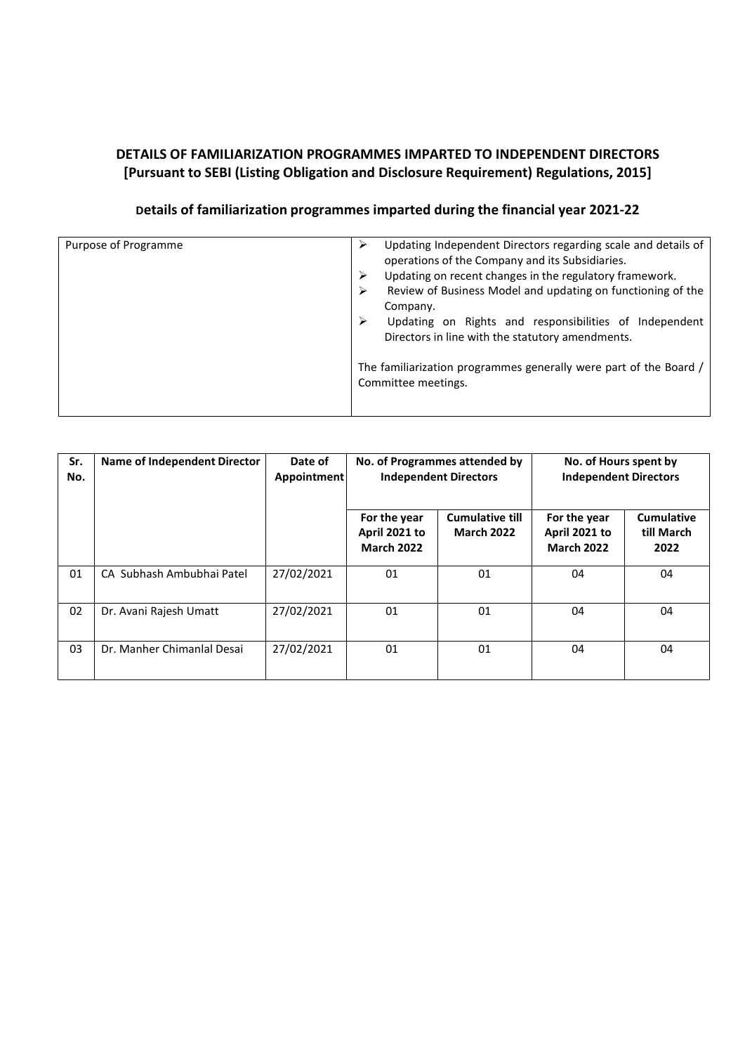# DETAILS OF FAMILIARIZATION PROGRAMMES IMPARTED TO INDEPENDENT DIRECTORS [Pursuant to SEBI (Listing Obligation and Disclosure Requirement) Regulations, 2015]

## Details of familiarization programmes imparted during the financial year 2021-22

| | |
|---|---|
| Purpose of Programme | ➢ Updating Independent Directors regarding scale and details of operations of the Company and its Subsidiaries.<br>➢ Updating on recent changes in the regulatory framework.<br>➢ Review of Business Model and updating on functioning of the Company.<br>➢ Updating on Rights and responsibilities of Independent Directors in line with the statutory amendments.<br><br>The familiarization programmes generally were part of the Board / Committee meetings. |

| Sr. No. | Name of Independent Director | Date of Appointment | No. of Programmes attended by Independent Directors | | No. of Hours spent by Independent Directors | |
|---|---|---|---|---|---|---|
| | | | For the year April 2021 to March 2022 | Cumulative till March 2022 | For the year April 2021 to March 2022 | Cumulative till March 2022 |
| 01 | CA Subhash Ambubhai Patel | 27/02/2021 | 01 | 01 | 04 | 04 |
| 02 | Dr. Avani Rajesh Umatt | 27/02/2021 | 01 | 01 | 04 | 04 |
| 03 | Dr. Manher Chimanlal Desai | 27/02/2021 | 01 | 01 | 04 | 04 |